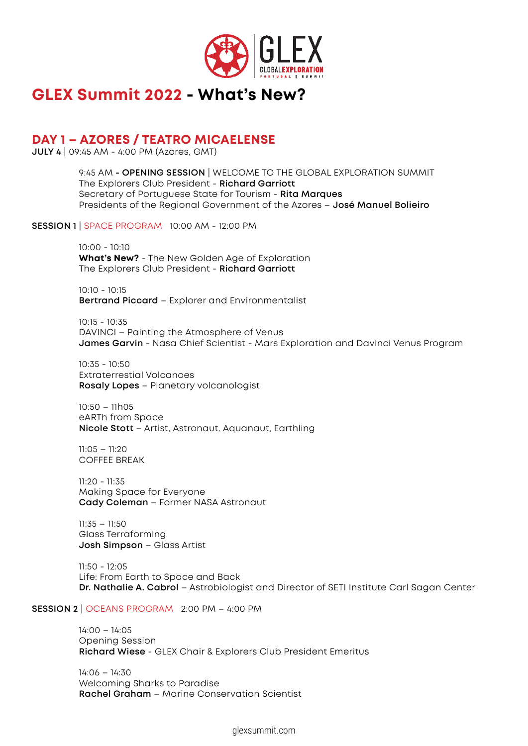# GLEX Summit 2022 - What's New?

## DAY 1 – AZORES / TEATRO MICAELENSE

**JULY 4** | 09:45 AM - 4:00 PM (Azores, GMT)

9:45 AM **- OPENING SESSION** | WELCOME TO THE GLOBAL EXPLORATION SUMMIT
The Explorers Club President - **Richard Garriott**
Secretary of Portuguese State for Tourism - **Rita Marques**
Presidents of the Regional Government of the Azores – **José Manuel Bolieiro**

**SESSION 1** | SPACE PROGRAM 10:00 AM - 12:00 PM

10:00 - 10:10
**What's New?** - The New Golden Age of Exploration
The Explorers Club President - **Richard Garriott**

10:10 - 10:15
**Bertrand Piccard** – Explorer and Environmentalist

10:15 - 10:35
DAVINCI – Painting the Atmosphere of Venus
**James Garvin** - Nasa Chief Scientist - Mars Exploration and Davinci Venus Program

10:35 - 10:50
Extraterrestial Volcanoes
**Rosaly Lopes** – Planetary volcanologist

10:50 – 11h05
eARTh from Space
**Nicole Stott** – Artist, Astronaut, Aquanaut, Earthling

11:05 – 11:20
COFFEE BREAK

11:20 - 11:35
Making Space for Everyone
**Cady Coleman** – Former NASA Astronaut

11:35 – 11:50
Glass Terraforming
**Josh Simpson** – Glass Artist

11:50 - 12:05
Life: From Earth to Space and Back
**Dr. Nathalie A. Cabrol** – Astrobiologist and Director of SETI Institute Carl Sagan Center

**SESSION 2** | OCEANS PROGRAM 2:00 PM – 4:00 PM

14:00 – 14:05
Opening Session
**Richard Wiese** - GLEX Chair & Explorers Club President Emeritus

14:06 – 14:30
Welcoming Sharks to Paradise
**Rachel Graham** – Marine Conservation Scientist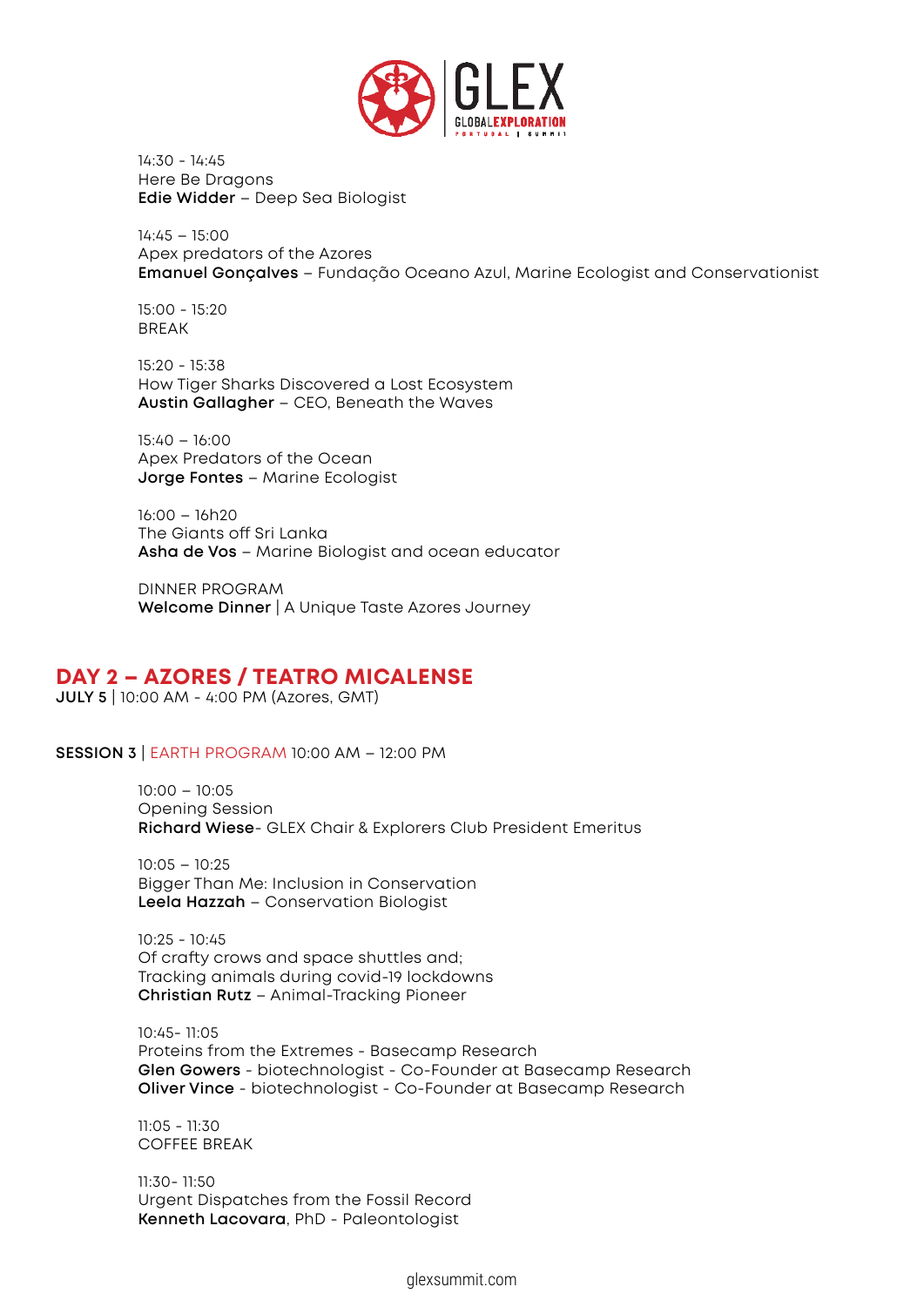14:30 - 14:45
Here Be Dragons
**Edie Widder** – Deep Sea Biologist

14:45 – 15:00
Apex predators of the Azores
**Emanuel Gonçalves** – Fundação Oceano Azul, Marine Ecologist and Conservationist

15:00 - 15:20
BREAK

15:20 - 15:38
How Tiger Sharks Discovered a Lost Ecosystem
**Austin Gallagher** – CEO, Beneath the Waves

15:40 – 16:00
Apex Predators of the Ocean
**Jorge Fontes** – Marine Ecologist

16:00 – 16h20
The Giants off Sri Lanka
**Asha de Vos** – Marine Biologist and ocean educator

DINNER PROGRAM
**Welcome Dinner** | A Unique Taste Azores Journey

## DAY 2 – AZORES / TEATRO MICALENSE

**JULY 5** | 10:00 AM - 4:00 PM (Azores, GMT)

**SESSION 3** | EARTH PROGRAM 10:00 AM – 12:00 PM

10:00 – 10:05
Opening Session
**Richard Wiese**- GLEX Chair & Explorers Club President Emeritus

10:05 – 10:25
Bigger Than Me: Inclusion in Conservation
**Leela Hazzah** – Conservation Biologist

10:25 - 10:45
Of crafty crows and space shuttles and;
Tracking animals during covid-19 lockdowns
**Christian Rutz** – Animal-Tracking Pioneer

10:45- 11:05
Proteins from the Extremes - Basecamp Research
**Glen Gowers** - biotechnologist - Co-Founder at Basecamp Research
**Oliver Vince** - biotechnologist - Co-Founder at Basecamp Research

11:05 - 11:30
COFFEE BREAK

11:30- 11:50
Urgent Dispatches from the Fossil Record
**Kenneth Lacovara**, PhD - Paleontologist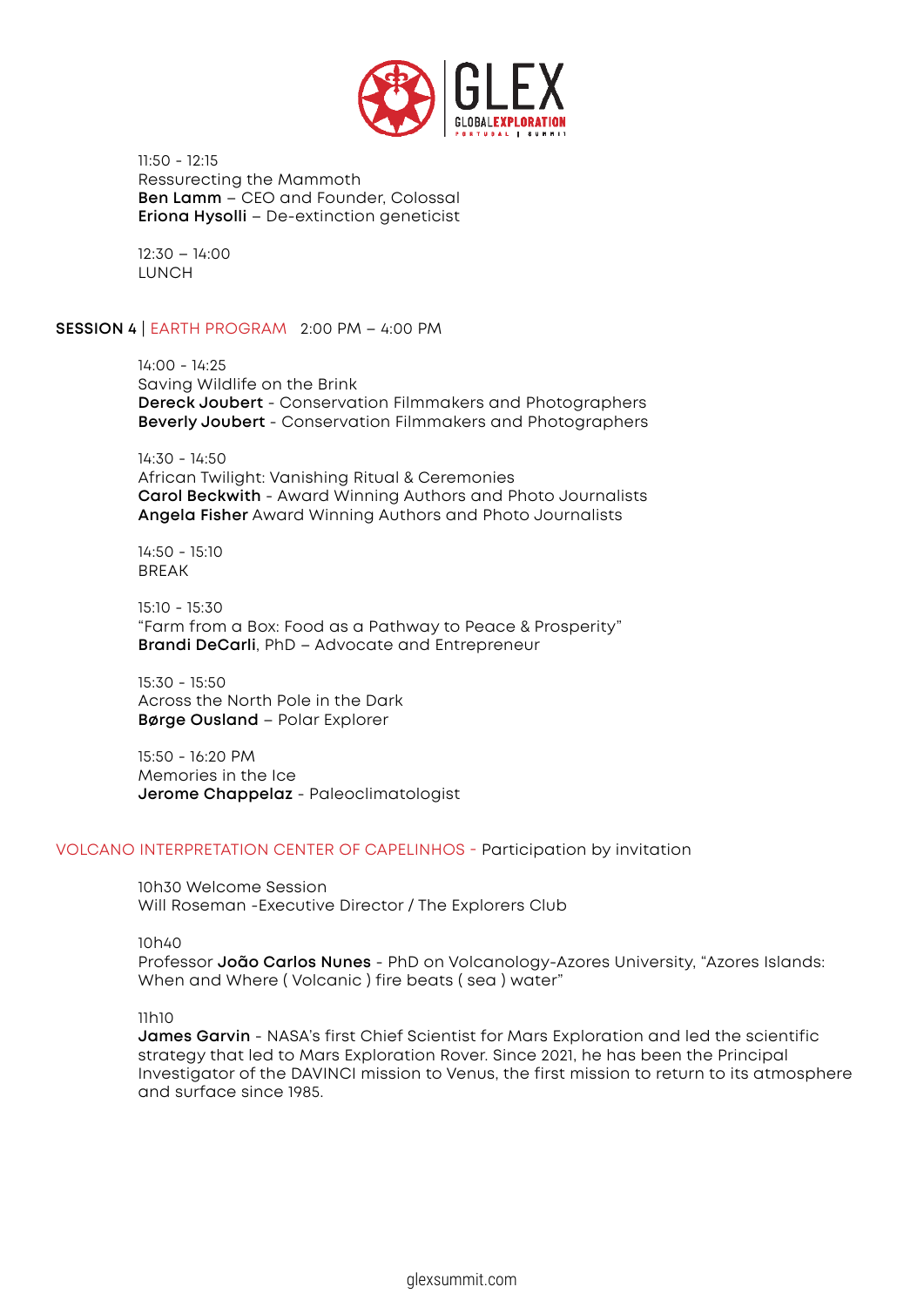11:50 - 12:15
Ressurecting the Mammoth
**Ben Lamm** – CEO and Founder, Colossal
**Eriona Hysolli** – De-extinction geneticist

12:30 – 14:00
LUNCH

## SESSION 4 | EARTH PROGRAM 2:00 PM – 4:00 PM

14:00 - 14:25
Saving Wildlife on the Brink
**Dereck Joubert** - Conservation Filmmakers and Photographers
**Beverly Joubert** - Conservation Filmmakers and Photographers

14:30 - 14:50
African Twilight: Vanishing Ritual & Ceremonies
**Carol Beckwith** - Award Winning Authors and Photo Journalists
**Angela Fisher** Award Winning Authors and Photo Journalists

14:50 - 15:10
BREAK

15:10 - 15:30
"Farm from a Box: Food as a Pathway to Peace & Prosperity"
**Brandi DeCarli**, PhD – Advocate and Entrepreneur

15:30 - 15:50
Across the North Pole in the Dark
**Børge Ousland** – Polar Explorer

15:50 - 16:20 PM
Memories in the Ice
**Jerome Chappelaz** - Paleoclimatologist

## VOLCANO INTERPRETATION CENTER OF CAPELINHOS - Participation by invitation

10h30 Welcome Session
Will Roseman -Executive Director / The Explorers Club

10h40
Professor **João Carlos Nunes** - PhD on Volcanology-Azores University, "Azores Islands: When and Where ( Volcanic ) fire beats ( sea ) water"

11h10
**James Garvin** - NASA's first Chief Scientist for Mars Exploration and led the scientific strategy that led to Mars Exploration Rover. Since 2021, he has been the Principal Investigator of the DAVINCI mission to Venus, the first mission to return to its atmosphere and surface since 1985.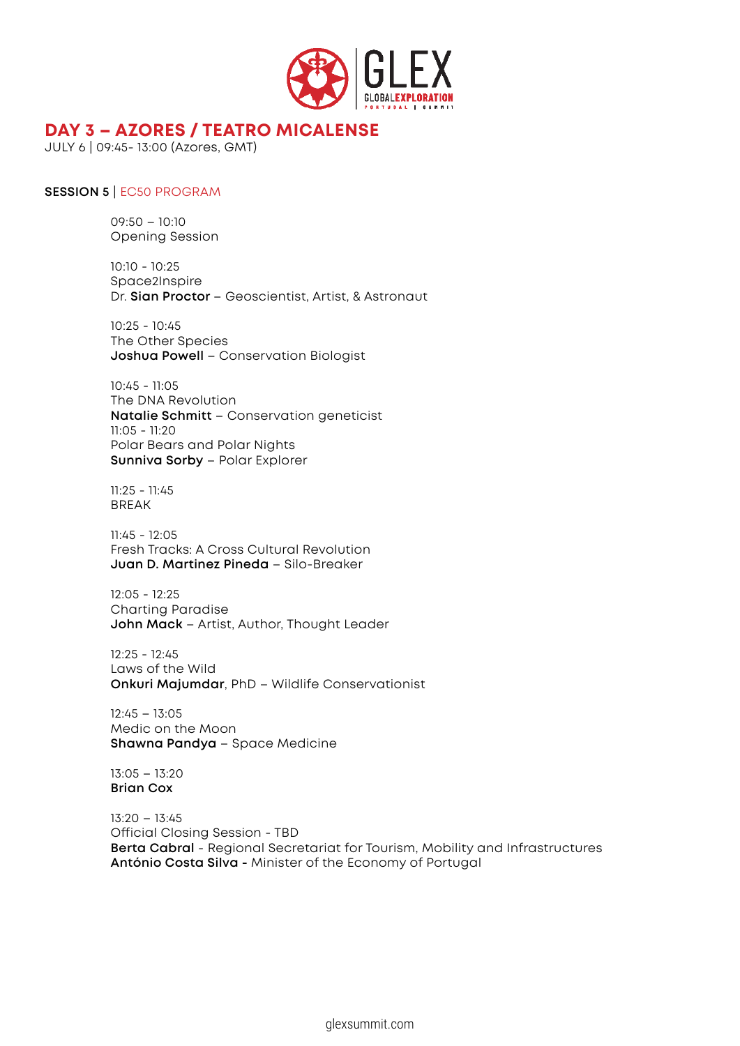## DAY 3 – AZORES / TEATRO MICALENSE

JULY 6 | 09:45- 13:00 (Azores, GMT)

**SESSION 5** | EC50 PROGRAM

09:50 – 10:10
Opening Session

10:10 - 10:25
Space2Inspire
Dr. **Sian Proctor** – Geoscientist, Artist, & Astronaut

10:25 - 10:45
The Other Species
**Joshua Powell** – Conservation Biologist

10:45 - 11:05
The DNA Revolution
**Natalie Schmitt** – Conservation geneticist
11:05 - 11:20
Polar Bears and Polar Nights
**Sunniva Sorby** – Polar Explorer

11:25 - 11:45
BREAK

11:45 - 12:05
Fresh Tracks: A Cross Cultural Revolution
**Juan D. Martinez Pineda** – Silo-Breaker

12:05 - 12:25
Charting Paradise
**John Mack** – Artist, Author, Thought Leader

12:25 - 12:45
Laws of the Wild
**Onkuri Majumdar**, PhD – Wildlife Conservationist

12:45 – 13:05
Medic on the Moon
**Shawna Pandya** – Space Medicine

13:05 – 13:20
**Brian Cox**

13:20 – 13:45
Official Closing Session - TBD
**Berta Cabral** - Regional Secretariat for Tourism, Mobility and Infrastructures
**António Costa Silva -** Minister of the Economy of Portugal